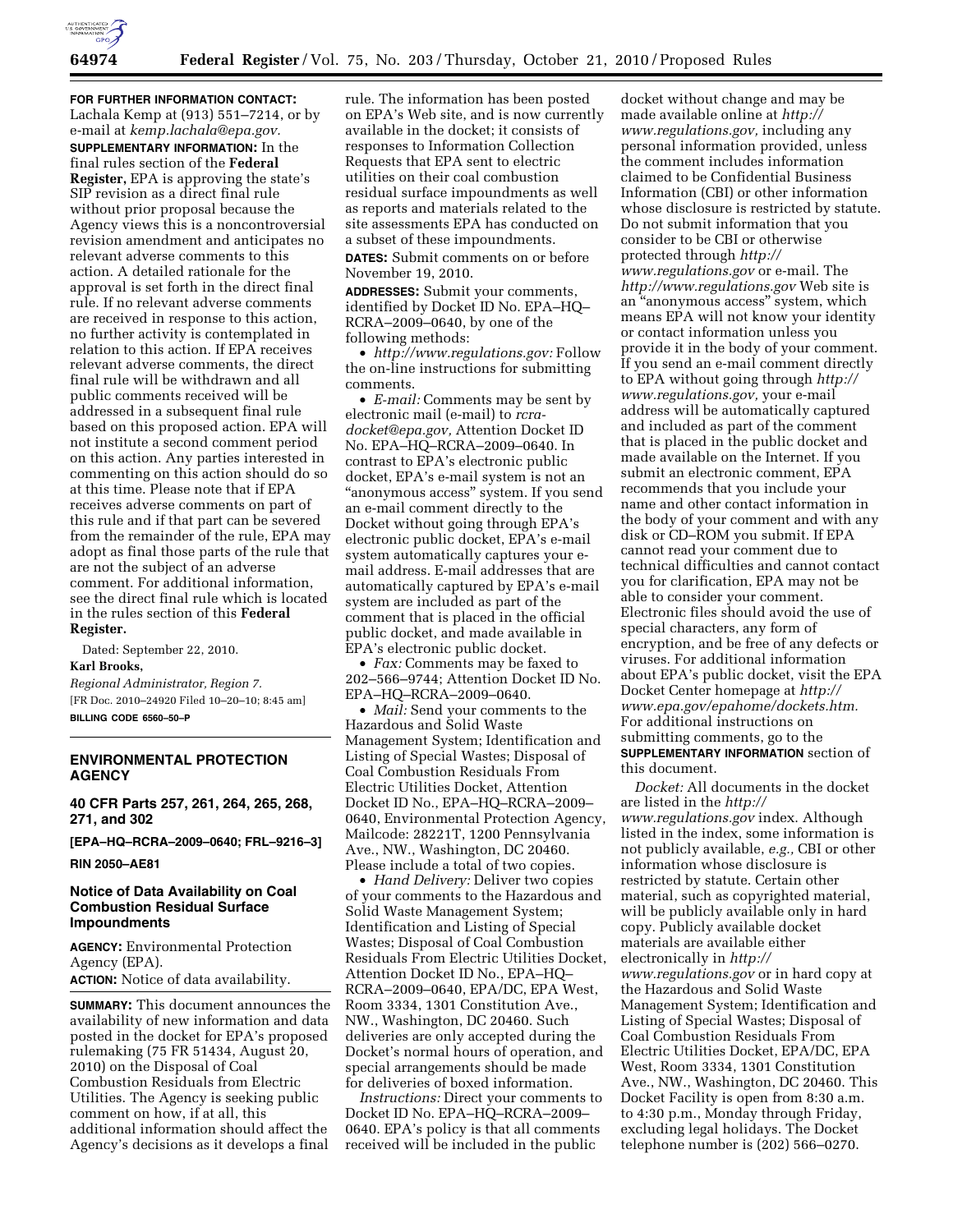**FOR FURTHER INFORMATION CONTACT:** Lachala Kemp at (913) 551–7214, or by e-mail at *kemp.lachala@epa.gov.*

**SUPPLEMENTARY INFORMATION:** In the final rules section of the **Federal Register,** EPA is approving the state's SIP revision as a direct final rule without prior proposal because the Agency views this is a noncontroversial revision amendment and anticipates no relevant adverse comments to this action. A detailed rationale for the approval is set forth in the direct final rule. If no relevant adverse comments are received in response to this action, no further activity is contemplated in relation to this action. If EPA receives relevant adverse comments, the direct final rule will be withdrawn and all public comments received will be addressed in a subsequent final rule based on this proposed action. EPA will not institute a second comment period on this action. Any parties interested in commenting on this action should do so at this time. Please note that if EPA receives adverse comments on part of this rule and if that part can be severed from the remainder of the rule, EPA may adopt as final those parts of the rule that are not the subject of an adverse comment. For additional information, see the direct final rule which is located in the rules section of this **Federal Register.**

Dated: September 22, 2010.

**Karl Brooks,**

*Regional Administrator, Region 7.*

[FR Doc. 2010–24920 Filed 10–20–10; 8:45 am]

**BILLING CODE 6560–50–P**

---

## ENVIRONMENTAL PROTECTION AGENCY

### 40 CFR Parts 257, 261, 264, 265, 268, 271, and 302

**[EPA–HQ–RCRA–2009–0640; FRL–9216–3]**

**RIN 2050–AE81**

### Notice of Data Availability on Coal Combustion Residual Surface Impoundments

**AGENCY:** Environmental Protection Agency (EPA).

**ACTION:** Notice of data availability.

**SUMMARY:** This document announces the availability of new information and data posted in the docket for EPA's proposed rulemaking (75 FR 51434, August 20, 2010) on the Disposal of Coal Combustion Residuals from Electric Utilities. The Agency is seeking public comment on how, if at all, this additional information should affect the Agency's decisions as it develops a final rule. The information has been posted on EPA's Web site, and is now currently available in the docket; it consists of responses to Information Collection Requests that EPA sent to electric utilities on their coal combustion residual surface impoundments as well as reports and materials related to the site assessments EPA has conducted on a subset of these impoundments.

**DATES:** Submit comments on or before November 19, 2010.

**ADDRESSES:** Submit your comments, identified by Docket ID No. EPA–HQ–RCRA–2009–0640, by one of the following methods:

- *http://www.regulations.gov:* Follow the on-line instructions for submitting comments.
- *E-mail:* Comments may be sent by electronic mail (e-mail) to *rcra-docket@epa.gov,* Attention Docket ID No. EPA–HQ–RCRA–2009–0640. In contrast to EPA's electronic public docket, EPA's e-mail system is not an "anonymous access" system. If you send an e-mail comment directly to the Docket without going through EPA's electronic public docket, EPA's e-mail system automatically captures your e-mail address. E-mail addresses that are automatically captured by EPA's e-mail system are included as part of the comment that is placed in the official public docket, and made available in EPA's electronic public docket.
- *Fax:* Comments may be faxed to 202–566–9744; Attention Docket ID No. EPA–HQ–RCRA–2009–0640.
- *Mail:* Send your comments to the Hazardous and Solid Waste Management System; Identification and Listing of Special Wastes; Disposal of Coal Combustion Residuals From Electric Utilities Docket, Attention Docket ID No., EPA–HQ–RCRA–2009–0640, Environmental Protection Agency, Mailcode: 28221T, 1200 Pennsylvania Ave., NW., Washington, DC 20460. Please include a total of two copies.
- *Hand Delivery:* Deliver two copies of your comments to the Hazardous and Solid Waste Management System; Identification and Listing of Special Wastes; Disposal of Coal Combustion Residuals From Electric Utilities Docket, Attention Docket ID No., EPA–HQ–RCRA–2009–0640, EPA/DC, EPA West, Room 3334, 1301 Constitution Ave., NW., Washington, DC 20460. Such deliveries are only accepted during the Docket's normal hours of operation, and special arrangements should be made for deliveries of boxed information.

*Instructions:* Direct your comments to Docket ID No. EPA–HQ–RCRA–2009–0640. EPA's policy is that all comments received will be included in the public docket without change and may be made available online at *http://www.regulations.gov,* including any personal information provided, unless the comment includes information claimed to be Confidential Business Information (CBI) or other information whose disclosure is restricted by statute. Do not submit information that you consider to be CBI or otherwise protected through *http://www.regulations.gov* or e-mail. The *http://www.regulations.gov* Web site is an "anonymous access" system, which means EPA will not know your identity or contact information unless you provide it in the body of your comment. If you send an e-mail comment directly to EPA without going through *http://www.regulations.gov,* your e-mail address will be automatically captured and included as part of the comment that is placed in the public docket and made available on the Internet. If you submit an electronic comment, EPA recommends that you include your name and other contact information in the body of your comment and with any disk or CD–ROM you submit. If EPA cannot read your comment due to technical difficulties and cannot contact you for clarification, EPA may not be able to consider your comment. Electronic files should avoid the use of special characters, any form of encryption, and be free of any defects or viruses. For additional information about EPA's public docket, visit the EPA Docket Center homepage at *http://www.epa.gov/epahome/dockets.htm.* For additional instructions on submitting comments, go to the **SUPPLEMENTARY INFORMATION** section of this document.

*Docket:* All documents in the docket are listed in the *http://www.regulations.gov* index. Although listed in the index, some information is not publicly available, *e.g.,* CBI or other information whose disclosure is restricted by statute. Certain other material, such as copyrighted material, will be publicly available only in hard copy. Publicly available docket materials are available either electronically in *http://www.regulations.gov* or in hard copy at the Hazardous and Solid Waste Management System; Identification and Listing of Special Wastes; Disposal of Coal Combustion Residuals From Electric Utilities Docket, EPA/DC, EPA West, Room 3334, 1301 Constitution Ave., NW., Washington, DC 20460. This Docket Facility is open from 8:30 a.m. to 4:30 p.m., Monday through Friday, excluding legal holidays. The Docket telephone number is (202) 566–0270.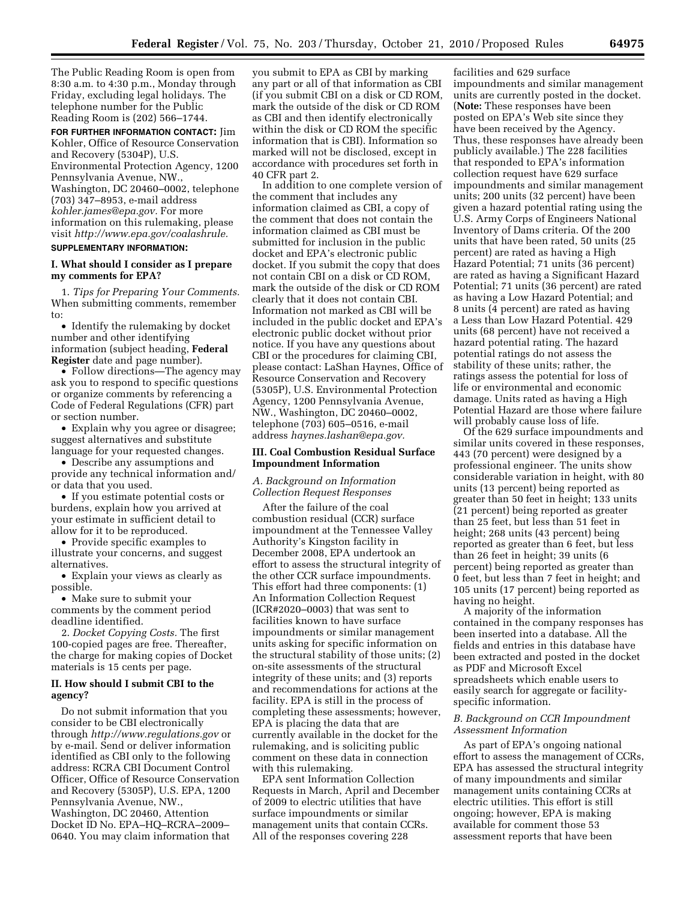The Public Reading Room is open from 8:30 a.m. to 4:30 p.m., Monday through Friday, excluding legal holidays. The telephone number for the Public Reading Room is (202) 566–1744.

**FOR FURTHER INFORMATION CONTACT:** Jim Kohler, Office of Resource Conservation and Recovery (5304P), U.S. Environmental Protection Agency, 1200 Pennsylvania Avenue, NW., Washington, DC 20460–0002, telephone (703) 347–8953, e-mail address *kohler.james@epa.gov*. For more information on this rulemaking, please visit *http://www.epa.gov/coalashrule.*

**SUPPLEMENTARY INFORMATION:**

## I. What should I consider as I prepare my comments for EPA?

1. *Tips for Preparing Your Comments.* When submitting comments, remember to:

- Identify the rulemaking by docket number and other identifying information (subject heading, **Federal Register** date and page number).
- Follow directions—The agency may ask you to respond to specific questions or organize comments by referencing a Code of Federal Regulations (CFR) part or section number.
- Explain why you agree or disagree; suggest alternatives and substitute language for your requested changes.
- Describe any assumptions and provide any technical information and/or data that you used.
- If you estimate potential costs or burdens, explain how you arrived at your estimate in sufficient detail to allow for it to be reproduced.
- Provide specific examples to illustrate your concerns, and suggest alternatives.
- Explain your views as clearly as possible.
- Make sure to submit your comments by the comment period deadline identified.

2. *Docket Copying Costs.* The first 100-copied pages are free. Thereafter, the charge for making copies of Docket materials is 15 cents per page.

## II. How should I submit CBI to the agency?

Do not submit information that you consider to be CBI electronically through *http://www.regulations.gov* or by e-mail. Send or deliver information identified as CBI only to the following address: RCRA CBI Document Control Officer, Office of Resource Conservation and Recovery (5305P), U.S. EPA, 1200 Pennsylvania Avenue, NW., Washington, DC 20460, Attention Docket ID No. EPA–HQ–RCRA–2009–0640. You may claim information that you submit to EPA as CBI by marking any part or all of that information as CBI (if you submit CBI on a disk or CD ROM, mark the outside of the disk or CD ROM as CBI and then identify electronically within the disk or CD ROM the specific information that is CBI). Information so marked will not be disclosed, except in accordance with procedures set forth in 40 CFR part 2.

In addition to one complete version of the comment that includes any information claimed as CBI, a copy of the comment that does not contain the information claimed as CBI must be submitted for inclusion in the public docket and EPA's electronic public docket. If you submit the copy that does not contain CBI on a disk or CD ROM, mark the outside of the disk or CD ROM clearly that it does not contain CBI. Information not marked as CBI will be included in the public docket and EPA's electronic public docket without prior notice. If you have any questions about CBI or the procedures for claiming CBI, please contact: LaShan Haynes, Office of Resource Conservation and Recovery (5305P), U.S. Environmental Protection Agency, 1200 Pennsylvania Avenue, NW., Washington, DC 20460–0002, telephone (703) 605–0516, e-mail address *haynes.lashan@epa.gov.*

## III. Coal Combustion Residual Surface Impoundment Information

### *A. Background on Information Collection Request Responses*

After the failure of the coal combustion residual (CCR) surface impoundment at the Tennessee Valley Authority's Kingston facility in December 2008, EPA undertook an effort to assess the structural integrity of the other CCR surface impoundments. This effort had three components: (1) An Information Collection Request (ICR#2020–0003) that was sent to facilities known to have surface impoundments or similar management units asking for specific information on the structural stability of those units; (2) on-site assessments of the structural integrity of these units; and (3) reports and recommendations for actions at the facility. EPA is still in the process of completing these assessments; however, EPA is placing the data that are currently available in the docket for the rulemaking, and is soliciting public comment on these data in connection with this rulemaking.

EPA sent Information Collection Requests in March, April and December of 2009 to electric utilities that have surface impoundments or similar management units that contain CCRs. All of the responses covering 228 facilities and 629 surface impoundments and similar management units are currently posted in the docket. (**Note:** These responses have been posted on EPA's Web site since they have been received by the Agency. Thus, these responses have already been publicly available.) The 228 facilities that responded to EPA's information collection request have 629 surface impoundments and similar management units; 200 units (32 percent) have been given a hazard potential rating using the U.S. Army Corps of Engineers National Inventory of Dams criteria. Of the 200 units that have been rated, 50 units (25 percent) are rated as having a High Hazard Potential; 71 units (36 percent) are rated as having a Significant Hazard Potential; 71 units (36 percent) are rated as having a Low Hazard Potential; and 8 units (4 percent) are rated as having a Less than Low Hazard Potential. 429 units (68 percent) have not received a hazard potential rating. The hazard potential ratings do not assess the stability of these units; rather, the ratings assess the potential for loss of life or environmental and economic damage. Units rated as having a High Potential Hazard are those where failure will probably cause loss of life.

Of the 629 surface impoundments and similar units covered in these responses, 443 (70 percent) were designed by a professional engineer. The units show considerable variation in height, with 80 units (13 percent) being reported as greater than 50 feet in height; 133 units (21 percent) being reported as greater than 25 feet, but less than 51 feet in height; 268 units (43 percent) being reported as greater than 6 feet, but less than 26 feet in height; 39 units (6 percent) being reported as greater than 0 feet, but less than 7 feet in height; and 105 units (17 percent) being reported as having no height.

A majority of the information contained in the company responses has been inserted into a database. All the fields and entries in this database have been extracted and posted in the docket as PDF and Microsoft Excel spreadsheets which enable users to easily search for aggregate or facility-specific information.

### *B. Background on CCR Impoundment Assessment Information*

As part of EPA's ongoing national effort to assess the management of CCRs, EPA has assessed the structural integrity of many impoundments and similar management units containing CCRs at electric utilities. This effort is still ongoing; however, EPA is making available for comment those 53 assessment reports that have been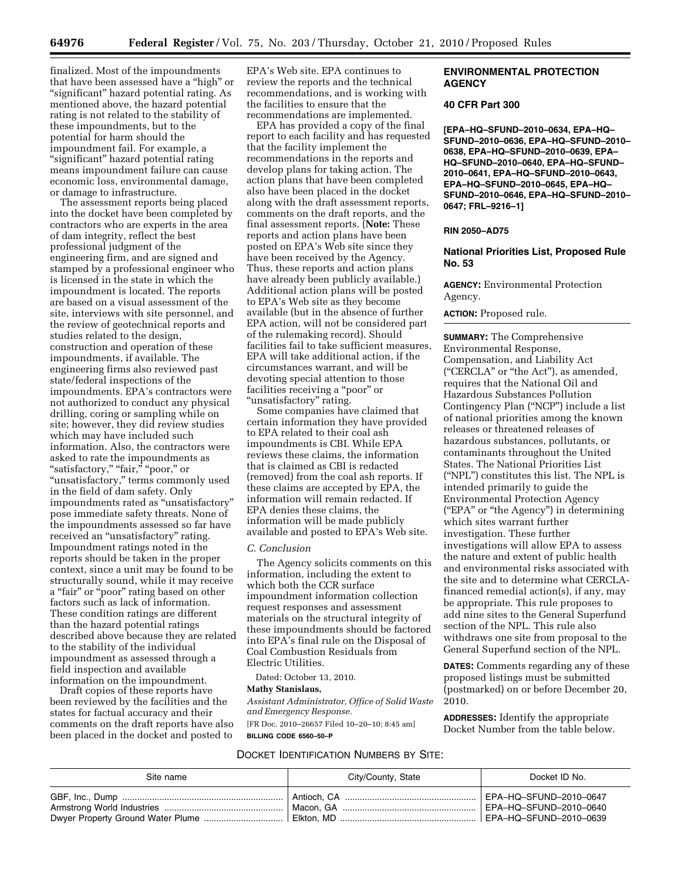finalized. Most of the impoundments that have been assessed have a "high" or "significant" hazard potential rating. As mentioned above, the hazard potential rating is not related to the stability of these impoundments, but to the potential for harm should the impoundment fail. For example, a "significant" hazard potential rating means impoundment failure can cause economic loss, environmental damage, or damage to infrastructure.

The assessment reports being placed into the docket have been completed by contractors who are experts in the area of dam integrity, reflect the best professional judgment of the engineering firm, and are signed and stamped by a professional engineer who is licensed in the state in which the impoundment is located. The reports are based on a visual assessment of the site, interviews with site personnel, and the review of geotechnical reports and studies related to the design, construction and operation of these impoundments, if available. The engineering firms also reviewed past state/federal inspections of the impoundments. EPA's contractors were not authorized to conduct any physical drilling, coring or sampling while on site; however, they did review studies which may have included such information. Also, the contractors were asked to rate the impoundments as "satisfactory," "fair," "poor," or "unsatisfactory," terms commonly used in the field of dam safety. Only impoundments rated as "unsatisfactory" pose immediate safety threats. None of the impoundments assessed so far have received an "unsatisfactory" rating. Impoundment ratings noted in the reports should be taken in the proper context, since a unit may be found to be structurally sound, while it may receive a "fair" or "poor" rating based on other factors such as lack of information. These condition ratings are different than the hazard potential ratings described above because they are related to the stability of the individual impoundment as assessed through a field inspection and available information on the impoundment.

Draft copies of these reports have been reviewed by the facilities and the states for factual accuracy and their comments on the draft reports have also been placed in the docket and posted to EPA's Web site. EPA continues to review the reports and the technical recommendations, and is working with the facilities to ensure that the recommendations are implemented.

EPA has provided a copy of the final report to each facility and has requested that the facility implement the recommendations in the reports and develop plans for taking action. The action plans that have been completed also have been placed in the docket along with the draft assessment reports, comments on the draft reports, and the final assessment reports. (**Note:** These reports and action plans have been posted on EPA's Web site since they have been received by the Agency. Thus, these reports and action plans have already been publicly available.) Additional action plans will be posted to EPA's Web site as they become available (but in the absence of further EPA action, will not be considered part of the rulemaking record). Should facilities fail to take sufficient measures, EPA will take additional action, if the circumstances warrant, and will be devoting special attention to those facilities receiving a "poor" or "unsatisfactory" rating.

Some companies have claimed that certain information they have provided to EPA related to their coal ash impoundments is CBI. While EPA reviews these claims, the information that is claimed as CBI is redacted (removed) from the coal ash reports. If these claims are accepted by EPA, the information will remain redacted. If EPA denies these claims, the information will be made publicly available and posted to EPA's Web site.

*C. Conclusion*

The Agency solicits comments on this information, including the extent to which both the CCR surface impoundment information collection request responses and assessment materials on the structural integrity of these impoundments should be factored into EPA's final rule on the Disposal of Coal Combustion Residuals from Electric Utilities.

Dated: October 13, 2010.

**Mathy Stanislaus,**

*Assistant Administrator, Office of Solid Waste and Emergency Response.*

[FR Doc. 2010–26657 Filed 10–20–10; 8:45 am]

**BILLING CODE 6560–50–P**

## ENVIRONMENTAL PROTECTION AGENCY

### 40 CFR Part 300

**[EPA–HQ–SFUND–2010–0634, EPA–HQ–SFUND–2010–0636, EPA–HQ–SFUND–2010–0638, EPA–HQ–SFUND–2010–0639, EPA–HQ–SFUND–2010–0640, EPA–HQ–SFUND–2010–0641, EPA–HQ–SFUND–2010–0643, EPA–HQ–SFUND–2010–0645, EPA–HQ–SFUND–2010–0646, EPA–HQ–SFUND–2010–0647; FRL–9216–1]**

**RIN 2050–AD75**

### National Priorities List, Proposed Rule No. 53

**AGENCY:** Environmental Protection Agency.

**ACTION:** Proposed rule.

**SUMMARY:** The Comprehensive Environmental Response, Compensation, and Liability Act ("CERCLA" or "the Act"), as amended, requires that the National Oil and Hazardous Substances Pollution Contingency Plan ("NCP") include a list of national priorities among the known releases or threatened releases of hazardous substances, pollutants, or contaminants throughout the United States. The National Priorities List ("NPL") constitutes this list. The NPL is intended primarily to guide the Environmental Protection Agency ("EPA" or "the Agency") in determining which sites warrant further investigation. These further investigations will allow EPA to assess the nature and extent of public health and environmental risks associated with the site and to determine what CERCLA-financed remedial action(s), if any, may be appropriate. This rule proposes to add nine sites to the General Superfund section of the NPL. This rule also withdraws one site from proposal to the General Superfund section of the NPL.

**DATES:** Comments regarding any of these proposed listings must be submitted (postmarked) on or before December 20, 2010.

**ADDRESSES:** Identify the appropriate Docket Number from the table below.

DOCKET IDENTIFICATION NUMBERS BY SITE:

| Site name | City/County, State | Docket ID No. |
|---|---|---|
| GBF, Inc., Dump | Antioch, CA | EPA–HQ–SFUND–2010–0647 |
| Armstrong World Industries | Macon, GA | EPA–HQ–SFUND–2010–0640 |
| Dwyer Property Ground Water Plume | Elkton, MD | EPA–HQ–SFUND–2010–0639 |